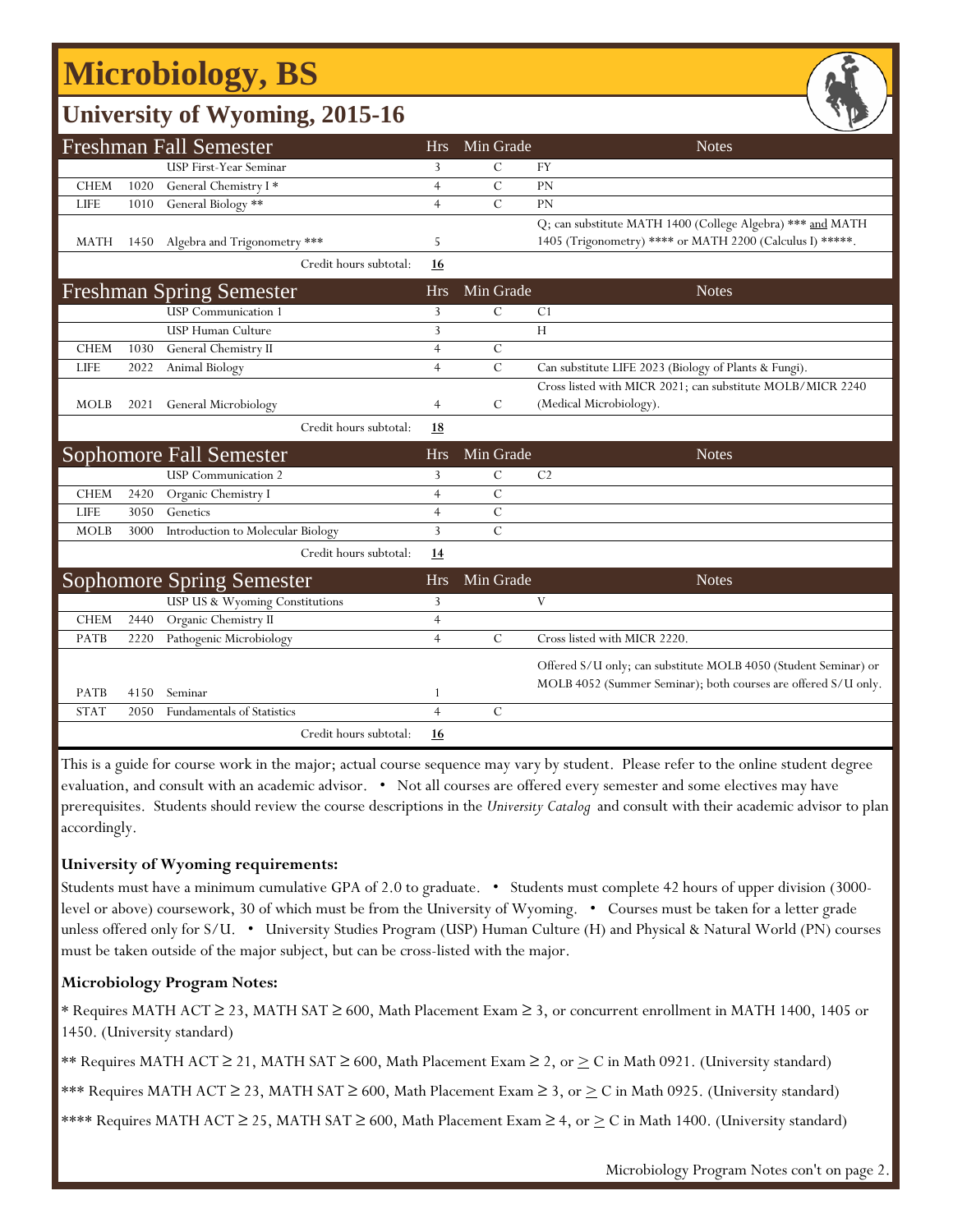# Microbiology, BS

## University of Wyoming, 2015-16

| Freshman Fall Semester | | | Hrs | Min Grade | Notes |
|---|---|---|---|---|---|
| | | USP First-Year Seminar | 3 | C | FY |
| CHEM | 1020 | General Chemistry I * | 4 | C | PN |
| LIFE | 1010 | General Biology ** | 4 | C | PN |
| MATH | 1450 | Algebra and Trigonometry *** | 5 | | Q; can substitute MATH 1400 (College Algebra) *** and MATH 1405 (Trigonometry) **** or MATH 2200 (Calculus I) *****. |
| | | Credit hours subtotal: | **16** | | |

| Freshman Spring Semester | | | Hrs | Min Grade | Notes |
|---|---|---|---|---|---|
| | | USP Communication 1 | 3 | C | C1 |
| | | USP Human Culture | 3 | | H |
| CHEM | 1030 | General Chemistry II | 4 | C | |
| LIFE | 2022 | Animal Biology | 4 | C | Can substitute LIFE 2023 (Biology of Plants & Fungi). |
| MOLB | 2021 | General Microbiology | 4 | C | Cross listed with MICR 2021; can substitute MOLB/MICR 2240 (Medical Microbiology). |
| | | Credit hours subtotal: | **18** | | |

| Sophomore Fall Semester | | | Hrs | Min Grade | Notes |
|---|---|---|---|---|---|
| | | USP Communication 2 | 3 | C | C2 |
| CHEM | 2420 | Organic Chemistry I | 4 | C | |
| LIFE | 3050 | Genetics | 4 | C | |
| MOLB | 3000 | Introduction to Molecular Biology | 3 | C | |
| | | Credit hours subtotal: | **14** | | |

| Sophomore Spring Semester | | | Hrs | Min Grade | Notes |
|---|---|---|---|---|---|
| | | USP US & Wyoming Constitutions | 3 | | V |
| CHEM | 2440 | Organic Chemistry II | 4 | | |
| PATB | 2220 | Pathogenic Microbiology | 4 | C | Cross listed with MICR 2220. |
| PATB | 4150 | Seminar | 1 | | Offered S/U only; can substitute MOLB 4050 (Student Seminar) or MOLB 4052 (Summer Seminar); both courses are offered S/U only. |
| STAT | 2050 | Fundamentals of Statistics | 4 | C | |
| | | Credit hours subtotal: | **16** | | |

This is a guide for course work in the major; actual course sequence may vary by student. Please refer to the online student degree evaluation, and consult with an academic advisor. • Not all courses are offered every semester and some electives may have prerequisites. Students should review the course descriptions in the *University Catalog* and consult with their academic advisor to plan accordingly.

**University of Wyoming requirements:**

Students must have a minimum cumulative GPA of 2.0 to graduate. • Students must complete 42 hours of upper division (3000-level or above) coursework, 30 of which must be from the University of Wyoming. • Courses must be taken for a letter grade unless offered only for S/U. • University Studies Program (USP) Human Culture (H) and Physical & Natural World (PN) courses must be taken outside of the major subject, but can be cross-listed with the major.

**Microbiology Program Notes:**

* Requires MATH ACT ≥ 23, MATH SAT ≥ 600, Math Placement Exam ≥ 3, or concurrent enrollment in MATH 1400, 1405 or 1450. (University standard)

** Requires MATH ACT ≥ 21, MATH SAT ≥ 600, Math Placement Exam ≥ 2, or ≥ C in Math 0921. (University standard)

*** Requires MATH ACT ≥ 23, MATH SAT ≥ 600, Math Placement Exam ≥ 3, or ≥ C in Math 0925. (University standard)

**** Requires MATH ACT ≥ 25, MATH SAT ≥ 600, Math Placement Exam ≥ 4, or ≥ C in Math 1400. (University standard)

Microbiology Program Notes con't on page 2.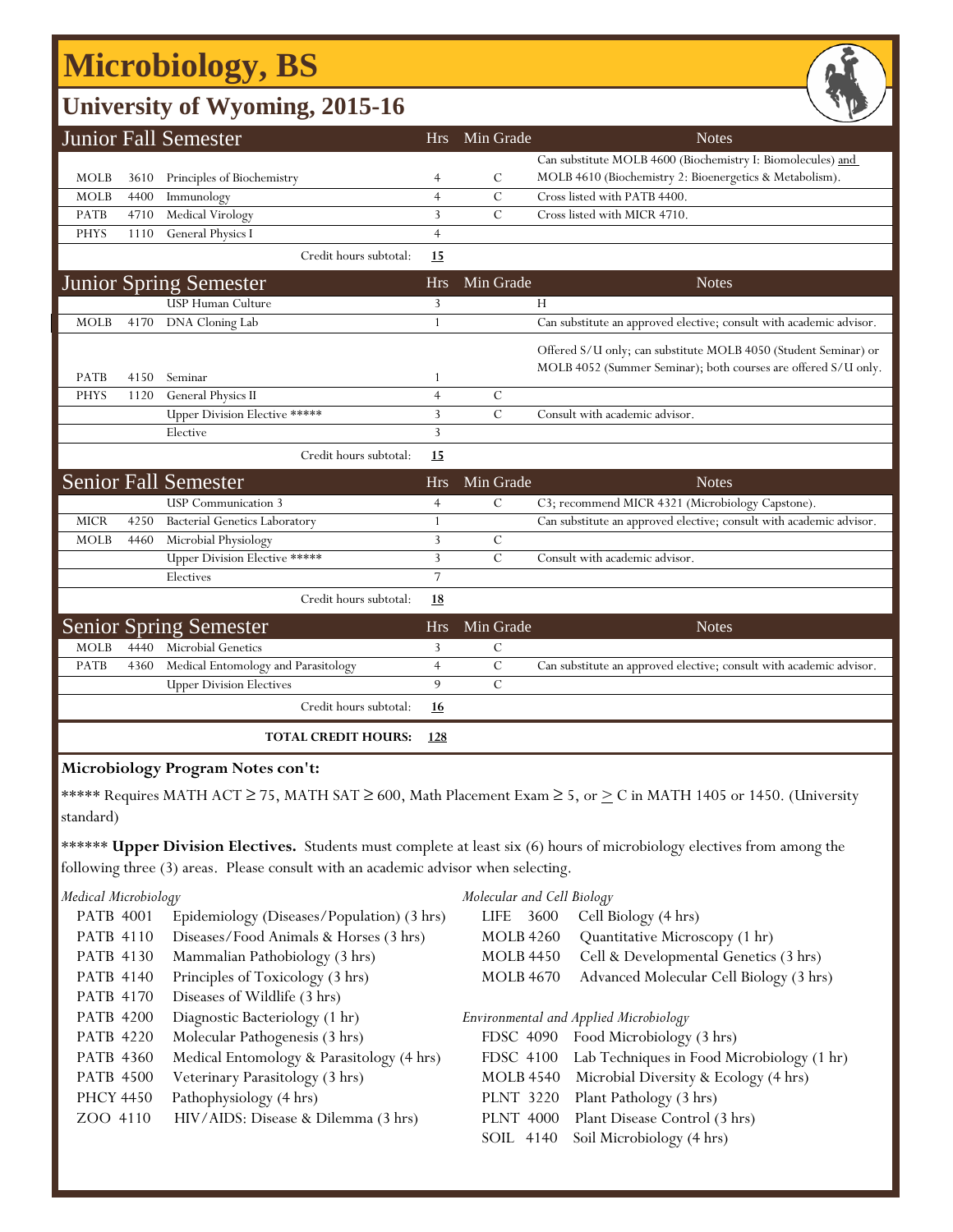# Microbiology, BS

## University of Wyoming, 2015-16

| Junior Fall Semester | | | Hrs | Min Grade | Notes |
|---|---|---|---|---|---|
| MOLB | 3610 | Principles of Biochemistry | 4 | C | Can substitute MOLB 4600 (Biochemistry I: Biomolecules) and MOLB 4610 (Biochemistry 2: Bioenergetics & Metabolism). |
| MOLB | 4400 | Immunology | 4 | C | Cross listed with PATB 4400. |
| PATB | 4710 | Medical Virology | 3 | C | Cross listed with MICR 4710. |
| PHYS | 1110 | General Physics I | 4 | | |
| | | Credit hours subtotal: | **15** | | |

| Junior Spring Semester | | | Hrs | Min Grade | Notes |
|---|---|---|---|---|---|
| | | USP Human Culture | 3 | | H |
| MOLB | 4170 | DNA Cloning Lab | 1 | | Can substitute an approved elective; consult with academic advisor. |
| PATB | 4150 | Seminar | 1 | | Offered S/U only; can substitute MOLB 4050 (Student Seminar) or MOLB 4052 (Summer Seminar); both courses are offered S/U only. |
| PHYS | 1120 | General Physics II | 4 | C | |
| | | Upper Division Elective ***** | 3 | C | Consult with academic advisor. |
| | | Elective | 3 | | |
| | | Credit hours subtotal: | **15** | | |

| Senior Fall Semester | | | Hrs | Min Grade | Notes |
|---|---|---|---|---|---|
| | | USP Communication 3 | 4 | C | C3; recommend MICR 4321 (Microbiology Capstone). |
| MICR | 4250 | Bacterial Genetics Laboratory | 1 | | Can substitute an approved elective; consult with academic advisor. |
| MOLB | 4460 | Microbial Physiology | 3 | C | |
| | | Upper Division Elective ***** | 3 | C | Consult with academic advisor. |
| | | Electives | 7 | | |
| | | Credit hours subtotal: | **18** | | |

| Senior Spring Semester | | | Hrs | Min Grade | Notes |
|---|---|---|---|---|---|
| MOLB | 4440 | Microbial Genetics | 3 | C | |
| PATB | 4360 | Medical Entomology and Parasitology | 4 | C | Can substitute an approved elective; consult with academic advisor. |
| | | Upper Division Electives | 9 | C | |
| | | Credit hours subtotal: | **16** | | |
| | | **TOTAL CREDIT HOURS:** | **128** | | |

**Microbiology Program Notes con't:**

***** Requires MATH ACT ≥ 75, MATH SAT ≥ 600, Math Placement Exam ≥ 5, or ≥ C in MATH 1405 or 1450. (University standard)

****** **Upper Division Electives.** Students must complete at least six (6) hours of microbiology electives from among the following three (3) areas. Please consult with an academic advisor when selecting.

*Medical Microbiology*

- PATB 4001 Epidemiology (Diseases/Population) (3 hrs)
- PATB 4110 Diseases/Food Animals & Horses (3 hrs)
- PATB 4130 Mammalian Pathobiology (3 hrs)
- PATB 4140 Principles of Toxicology (3 hrs)
- PATB 4170 Diseases of Wildlife (3 hrs)
- PATB 4200 Diagnostic Bacteriology (1 hr)
- PATB 4220 Molecular Pathogenesis (3 hrs)
- PATB 4360 Medical Entomology & Parasitology (4 hrs)
- PATB 4500 Veterinary Parasitology (3 hrs)
- PHCY 4450 Pathophysiology (4 hrs)
- ZOO 4110 HIV/AIDS: Disease & Dilemma (3 hrs)

*Molecular and Cell Biology*

- LIFE 3600 Cell Biology (4 hrs)
- MOLB 4260 Quantitative Microscopy (1 hr)
- MOLB 4450 Cell & Developmental Genetics (3 hrs)
- MOLB 4670 Advanced Molecular Cell Biology (3 hrs)

*Environmental and Applied Microbiology*

- FDSC 4090 Food Microbiology (3 hrs)
- FDSC 4100 Lab Techniques in Food Microbiology (1 hr)
- MOLB 4540 Microbial Diversity & Ecology (4 hrs)
- PLNT 3220 Plant Pathology (3 hrs)
- PLNT 4000 Plant Disease Control (3 hrs)
- SOIL 4140 Soil Microbiology (4 hrs)